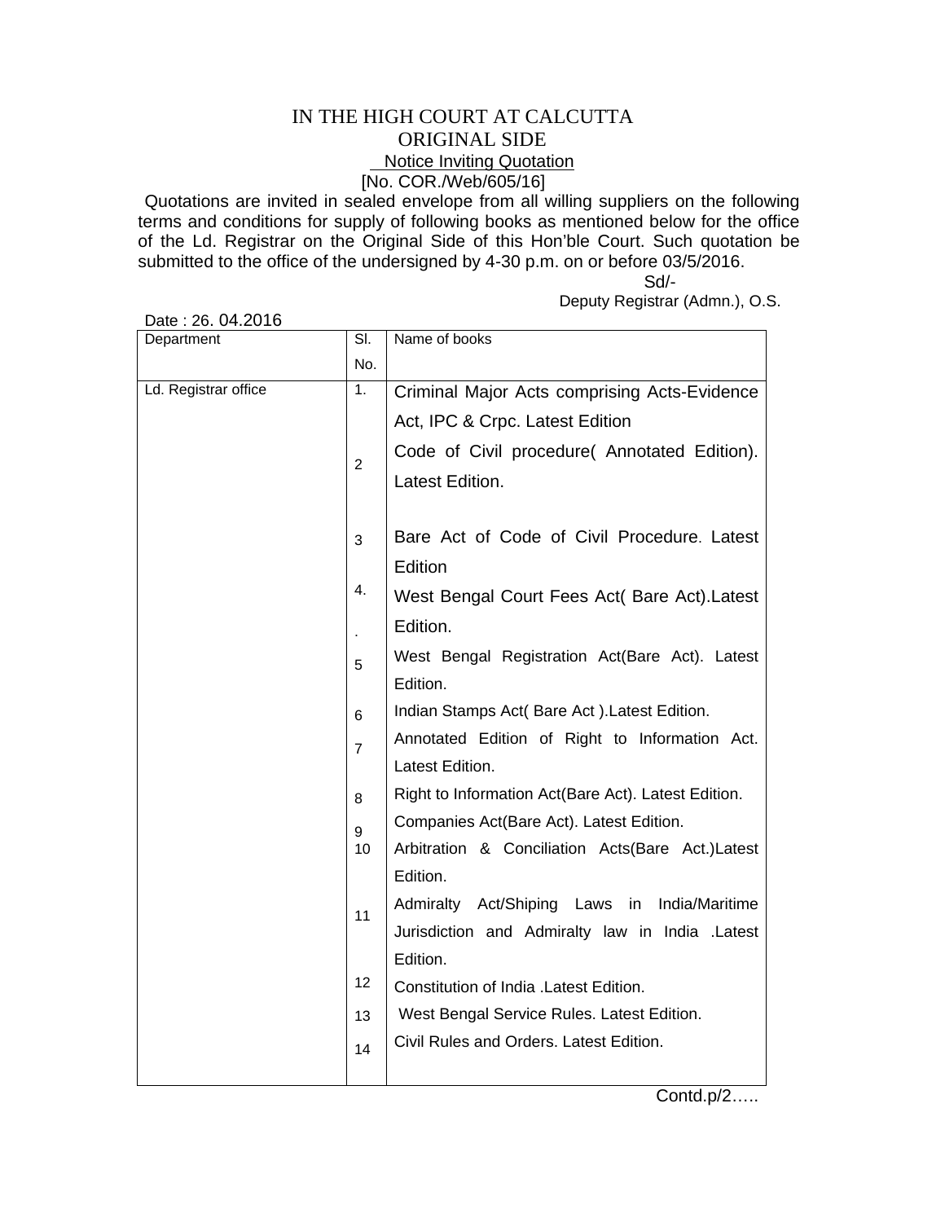# IN THE HIGH COURT AT CALCUTTA

## ORIGINAL SIDE

### Notice Inviting Quotation

[No. COR./Web/605/16]

Quotations are invited in sealed envelope from all willing suppliers on the following terms and conditions for supply of following books as mentioned below for the office of the Ld. Registrar on the Original Side of this Hon'ble Court. Such quotation be submitted to the office of the undersigned by 4-30 p.m. on or before 03/5/2016.

Sd/-

Deputy Registrar (Admn.), O.S.

Date : 26. 04.2016

| Department | Sl. No. | Name of books |
|---|---|---|
| Ld. Registrar office | 1. | Criminal Major Acts comprising Acts-Evidence Act, IPC & Crpc. Latest Edition |
| | 2 | Code of Civil procedure( Annotated Edition). Latest Edition. |
| | 3 | Bare Act of Code of Civil Procedure. Latest Edition |
| | 4. | West Bengal Court Fees Act( Bare Act).Latest Edition. |
| | 5 | West Bengal Registration Act(Bare Act). Latest Edition. |
| | 6 | Indian Stamps Act( Bare Act ).Latest Edition. |
| | 7 | Annotated Edition of Right to Information Act. Latest Edition. |
| | 8 | Right to Information Act(Bare Act). Latest Edition. |
| | 9 | Companies Act(Bare Act). Latest Edition. |
| | 10 | Arbitration & Conciliation Acts(Bare Act.)Latest Edition. |
| | 11 | Admiralty Act/Shiping Laws in India/Maritime Jurisdiction and Admiralty law in India .Latest Edition. |
| | 12 | Constitution of India .Latest Edition. |
| | 13 | West Bengal Service Rules. Latest Edition. |
| | 14 | Civil Rules and Orders. Latest Edition. |

Contd.p/2…..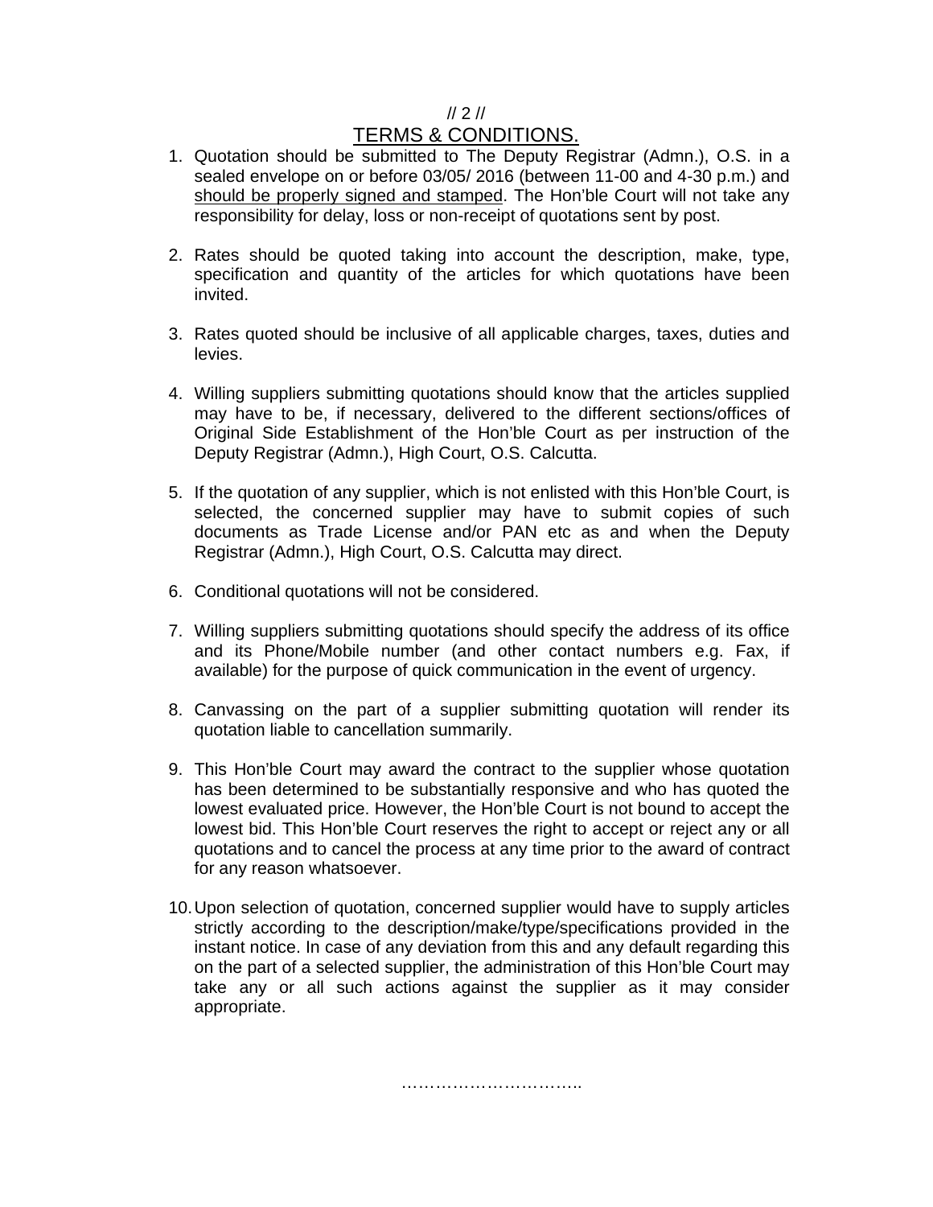## TERMS & CONDITIONS.

1. Quotation should be submitted to The Deputy Registrar (Admn.), O.S. in a sealed envelope on or before 03/05/ 2016 (between 11-00 and 4-30 p.m.) and <u>should be properly signed and stamped</u>. The Hon'ble Court will not take any responsibility for delay, loss or non-receipt of quotations sent by post.

2. Rates should be quoted taking into account the description, make, type, specification and quantity of the articles for which quotations have been invited.

3. Rates quoted should be inclusive of all applicable charges, taxes, duties and levies.

4. Willing suppliers submitting quotations should know that the articles supplied may have to be, if necessary, delivered to the different sections/offices of Original Side Establishment of the Hon'ble Court as per instruction of the Deputy Registrar (Admn.), High Court, O.S. Calcutta.

5. If the quotation of any supplier, which is not enlisted with this Hon'ble Court, is selected, the concerned supplier may have to submit copies of such documents as Trade License and/or PAN etc as and when the Deputy Registrar (Admn.), High Court, O.S. Calcutta may direct.

6. Conditional quotations will not be considered.

7. Willing suppliers submitting quotations should specify the address of its office and its Phone/Mobile number (and other contact numbers e.g. Fax, if available) for the purpose of quick communication in the event of urgency.

8. Canvassing on the part of a supplier submitting quotation will render its quotation liable to cancellation summarily.

9. This Hon'ble Court may award the contract to the supplier whose quotation has been determined to be substantially responsive and who has quoted the lowest evaluated price. However, the Hon'ble Court is not bound to accept the lowest bid. This Hon'ble Court reserves the right to accept or reject any or all quotations and to cancel the process at any time prior to the award of contract for any reason whatsoever.

10. Upon selection of quotation, concerned supplier would have to supply articles strictly according to the description/make/type/specifications provided in the instant notice. In case of any deviation from this and any default regarding this on the part of a selected supplier, the administration of this Hon'ble Court may take any or all such actions against the supplier as it may consider appropriate.

…………………………..